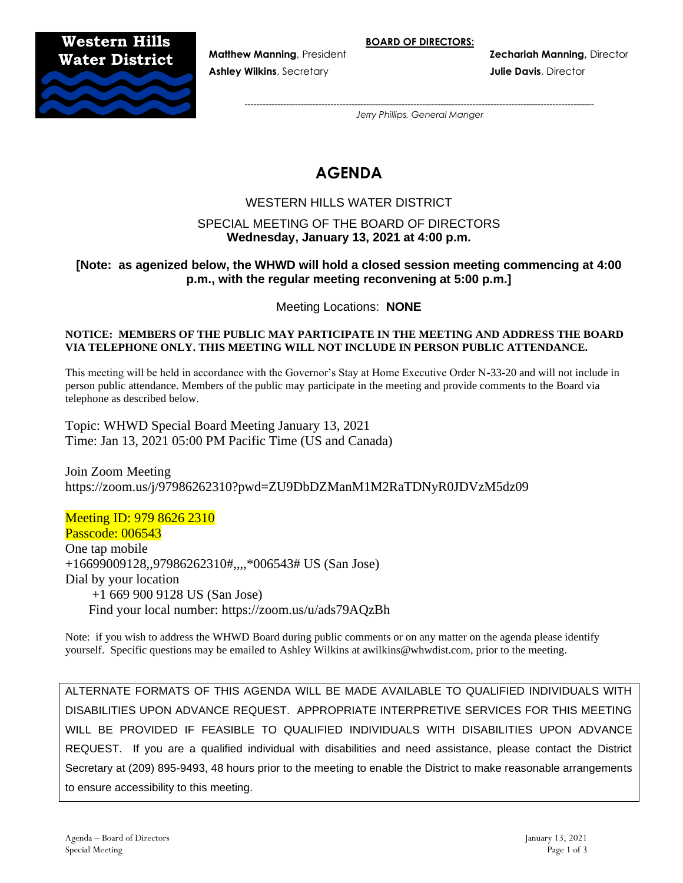**Western Hills Water District**

**BOARD OF DIRECTORS:**

**Matthew Manning**, President
**Ashley Wilkins**, Secretary
**Zechariah Manning**, Director
**Julie Davis**, Director

*Jerry Phillips, General Manger*

# AGENDA

WESTERN HILLS WATER DISTRICT

SPECIAL MEETING OF THE BOARD OF DIRECTORS
**Wednesday, January 13, 2021 at 4:00 p.m.**

**[Note: as agenized below, the WHWD will hold a closed session meeting commencing at 4:00 p.m., with the regular meeting reconvening at 5:00 p.m.]**

Meeting Locations: **NONE**

**NOTICE: MEMBERS OF THE PUBLIC MAY PARTICIPATE IN THE MEETING AND ADDRESS THE BOARD VIA TELEPHONE ONLY. THIS MEETING WILL NOT INCLUDE IN PERSON PUBLIC ATTENDANCE.**

This meeting will be held in accordance with the Governor's Stay at Home Executive Order N-33-20 and will not include in person public attendance. Members of the public may participate in the meeting and provide comments to the Board via telephone as described below.

Topic: WHWD Special Board Meeting January 13, 2021
Time: Jan 13, 2021 05:00 PM Pacific Time (US and Canada)

Join Zoom Meeting
https://zoom.us/j/97986262310?pwd=ZU9DbDZManM1M2RaTDNyR0JDVzM5dz09

Meeting ID: 979 8626 2310
Passcode: 006543
One tap mobile
+16699009128,,97986262310#,,,,*006543# US (San Jose)
Dial by your location
+1 669 900 9128 US (San Jose)
Find your local number: https://zoom.us/u/ads79AQzBh

Note: if you wish to address the WHWD Board during public comments or on any matter on the agenda please identify yourself. Specific questions may be emailed to Ashley Wilkins at awilkins@whwdist.com, prior to the meeting.

ALTERNATE FORMATS OF THIS AGENDA WILL BE MADE AVAILABLE TO QUALIFIED INDIVIDUALS WITH DISABILITIES UPON ADVANCE REQUEST. APPROPRIATE INTERPRETIVE SERVICES FOR THIS MEETING WILL BE PROVIDED IF FEASIBLE TO QUALIFIED INDIVIDUALS WITH DISABILITIES UPON ADVANCE REQUEST. If you are a qualified individual with disabilities and need assistance, please contact the District Secretary at (209) 895-9493, 48 hours prior to the meeting to enable the District to make reasonable arrangements to ensure accessibility to this meeting.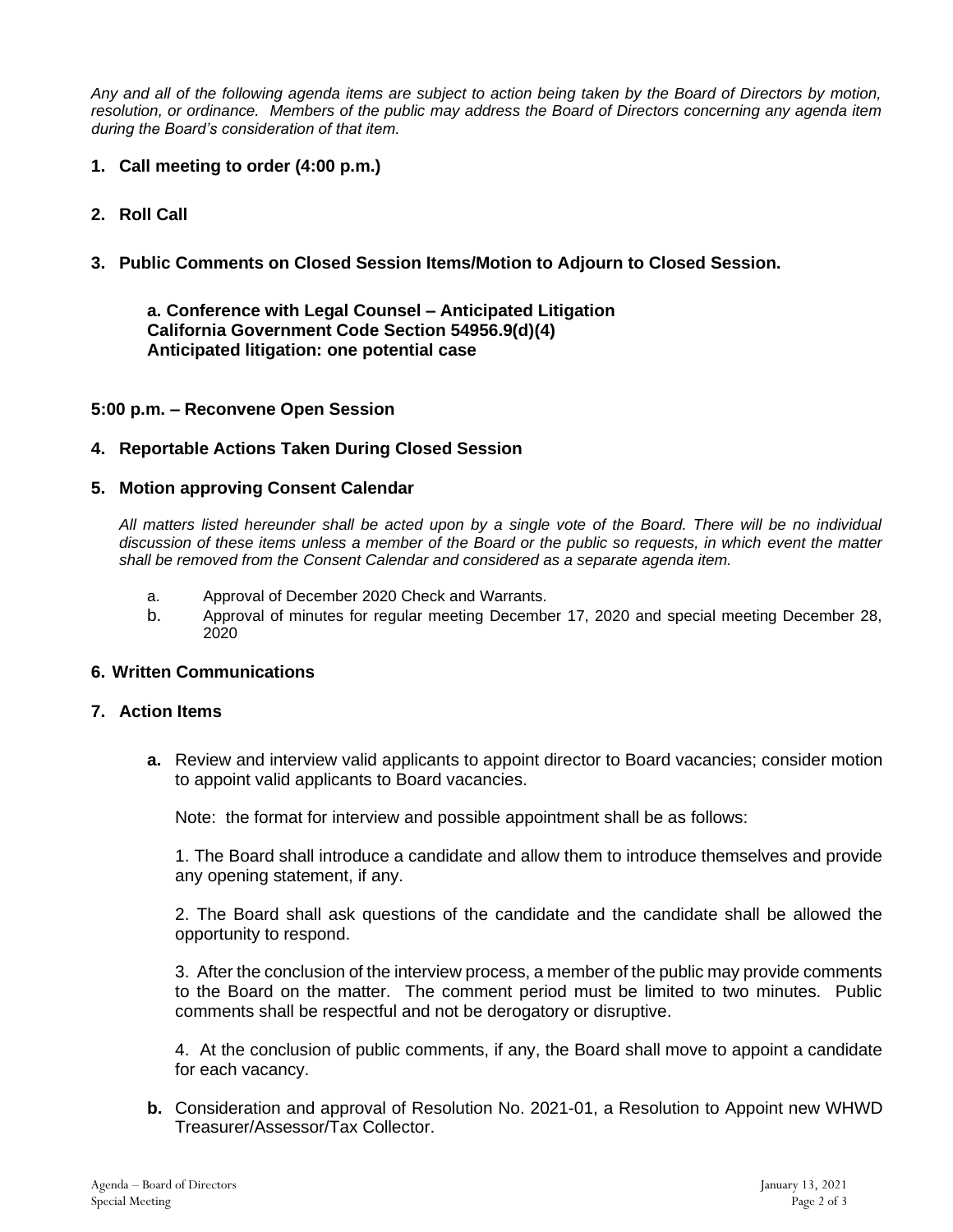*Any and all of the following agenda items are subject to action being taken by the Board of Directors by motion, resolution, or ordinance. Members of the public may address the Board of Directors concerning any agenda item during the Board's consideration of that item.*

**1. Call meeting to order (4:00 p.m.)**

**2. Roll Call**

**3. Public Comments on Closed Session Items/Motion to Adjourn to Closed Session.**

**a. Conference with Legal Counsel – Anticipated Litigation**
**California Government Code Section 54956.9(d)(4)**
**Anticipated litigation: one potential case**

**5:00 p.m. – Reconvene Open Session**

**4. Reportable Actions Taken During Closed Session**

**5. Motion approving Consent Calendar**

*All matters listed hereunder shall be acted upon by a single vote of the Board. There will be no individual discussion of these items unless a member of the Board or the public so requests, in which event the matter shall be removed from the Consent Calendar and considered as a separate agenda item.*

a. Approval of December 2020 Check and Warrants.
b. Approval of minutes for regular meeting December 17, 2020 and special meeting December 28, 2020

**6. Written Communications**

**7. Action Items**

**a.** Review and interview valid applicants to appoint director to Board vacancies; consider motion to appoint valid applicants to Board vacancies.

Note: the format for interview and possible appointment shall be as follows:

1. The Board shall introduce a candidate and allow them to introduce themselves and provide any opening statement, if any.

2. The Board shall ask questions of the candidate and the candidate shall be allowed the opportunity to respond.

3. After the conclusion of the interview process, a member of the public may provide comments to the Board on the matter. The comment period must be limited to two minutes. Public comments shall be respectful and not be derogatory or disruptive.

4. At the conclusion of public comments, if any, the Board shall move to appoint a candidate for each vacancy.

**b.** Consideration and approval of Resolution No. 2021-01, a Resolution to Appoint new WHWD Treasurer/Assessor/Tax Collector.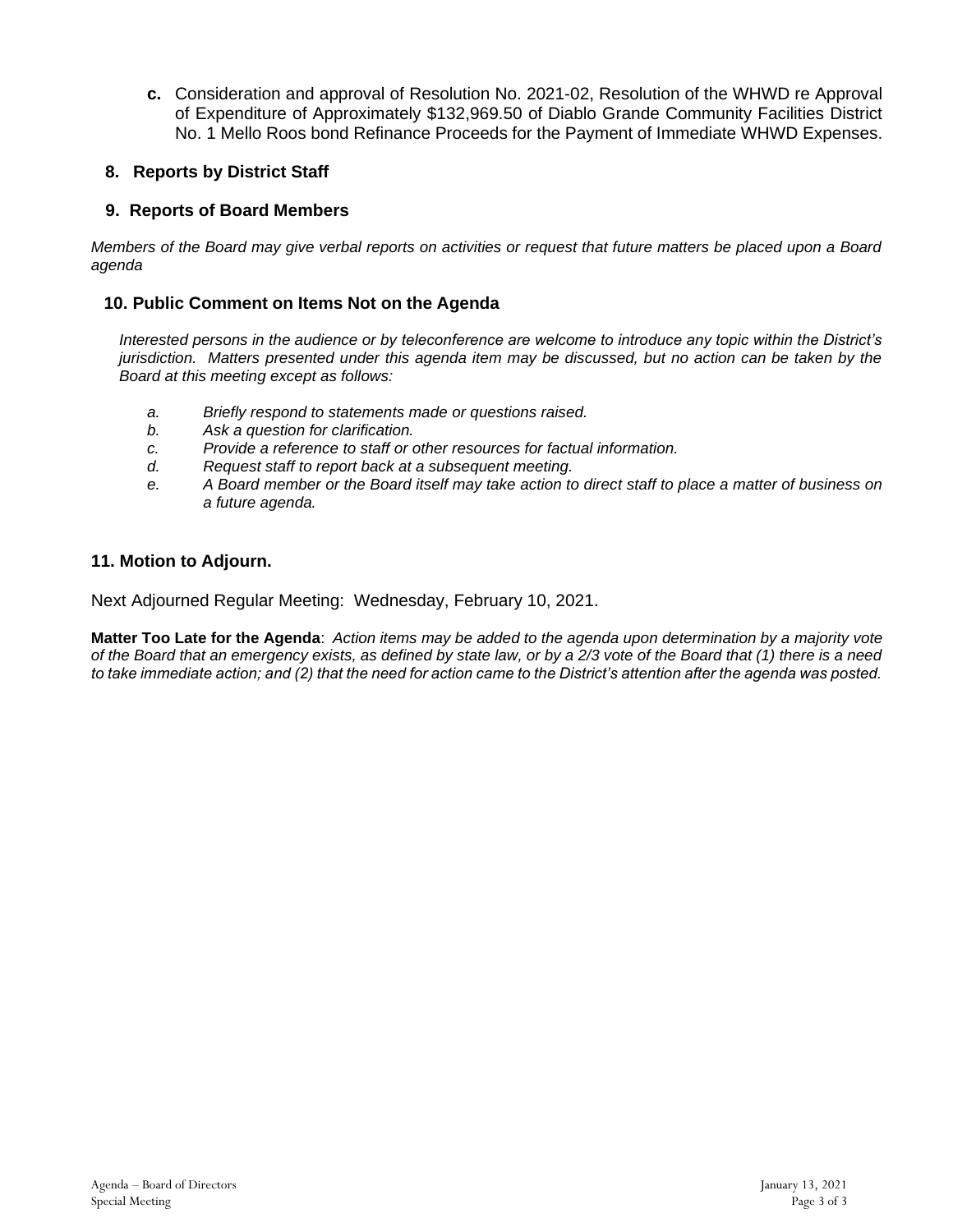**c.** Consideration and approval of Resolution No. 2021-02, Resolution of the WHWD re Approval of Expenditure of Approximately $132,969.50 of Diablo Grande Community Facilities District No. 1 Mello Roos bond Refinance Proceeds for the Payment of Immediate WHWD Expenses.

## 8. Reports by District Staff

## 9. Reports of Board Members

*Members of the Board may give verbal reports on activities or request that future matters be placed upon a Board agenda*

## 10. Public Comment on Items Not on the Agenda

*Interested persons in the audience or by teleconference are welcome to introduce any topic within the District's jurisdiction. Matters presented under this agenda item may be discussed, but no action can be taken by the Board at this meeting except as follows:*

- *a. Briefly respond to statements made or questions raised.*
- *b. Ask a question for clarification.*
- *c. Provide a reference to staff or other resources for factual information.*
- *d. Request staff to report back at a subsequent meeting.*
- *e. A Board member or the Board itself may take action to direct staff to place a matter of business on a future agenda.*

## 11. Motion to Adjourn.

Next Adjourned Regular Meeting: Wednesday, February 10, 2021.

**Matter Too Late for the Agenda**: *Action items may be added to the agenda upon determination by a majority vote of the Board that an emergency exists, as defined by state law, or by a 2/3 vote of the Board that (1) there is a need to take immediate action; and (2) that the need for action came to the District's attention after the agenda was posted.*